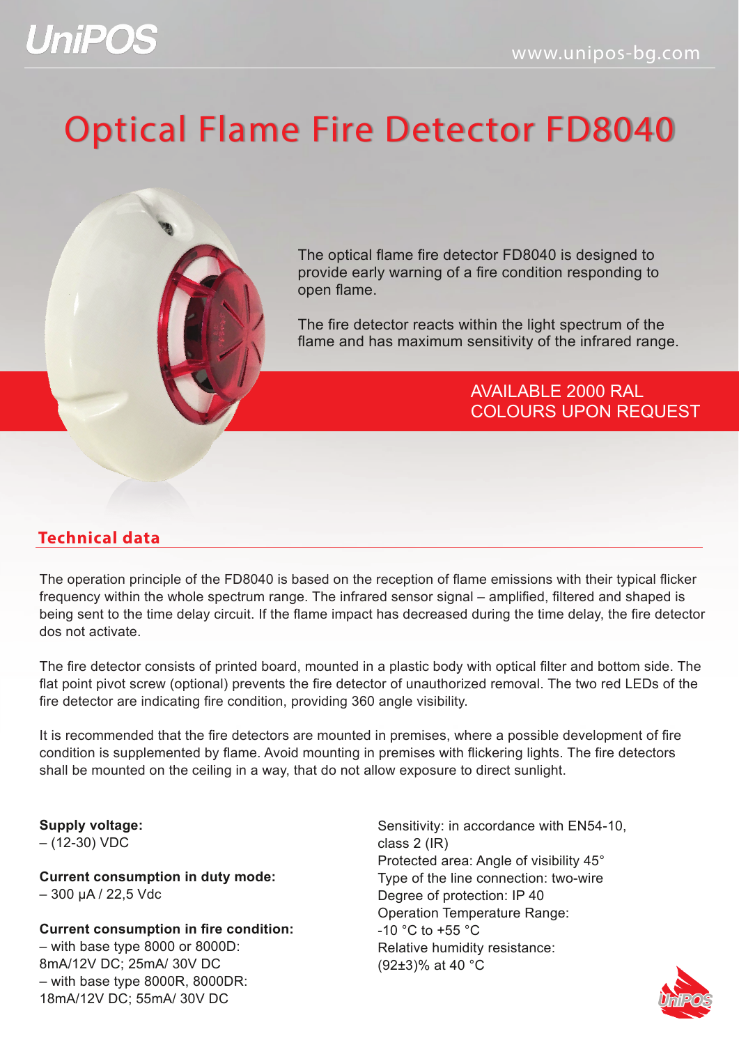# Optical Flame Fire Detector FD8040

The optical flame fire detector FD8040 is designed to provide early warning of a fire condition responding to open flame.

The fire detector reacts within the light spectrum of the flame and has maximum sensitivity of the infrared range.

AVAILABLE 2000 RAL COLOURS UPON REQUEST

## Technical data

The operation principle of the FD8040 is based on the reception of flame emissions with their typical flicker frequency within the whole spectrum range. The infrared sensor signal – amplified, filtered and shaped is being sent to the time delay circuit. If the flame impact has decreased during the time delay, the fire detector dos not activate.

The fire detector consists of printed board, mounted in a plastic body with optical filter and bottom side. The flat point pivot screw (optional) prevents the fire detector of unauthorized removal. The two red LEDs of the fire detector are indicating fire condition, providing 360 angle visibility.

It is recommended that the fire detectors are mounted in premises, where a possible development of fire condition is supplemented by flame. Avoid mounting in premises with flickering lights. The fire detectors shall be mounted on the ceiling in a way, that do not allow exposure to direct sunlight.

**Supply voltage:**
– (12-30) VDC

**Current consumption in duty mode:**
– 300 µA / 22,5 Vdc

**Current consumption in fire condition:**
– with base type 8000 or 8000D:
8mA/12V DC; 25mA/ 30V DC
– with base type 8000R, 8000DR:
18mA/12V DC; 55mA/ 30V DC

Sensitivity: in accordance with EN54-10, class 2 (IR)
Protected area: Angle of visibility 45°
Type of the line connection: two-wire
Degree of protection: IP 40
Operation Temperature Range:
-10 °C to +55 °C
Relative humidity resistance:
(92±3)% at 40 °C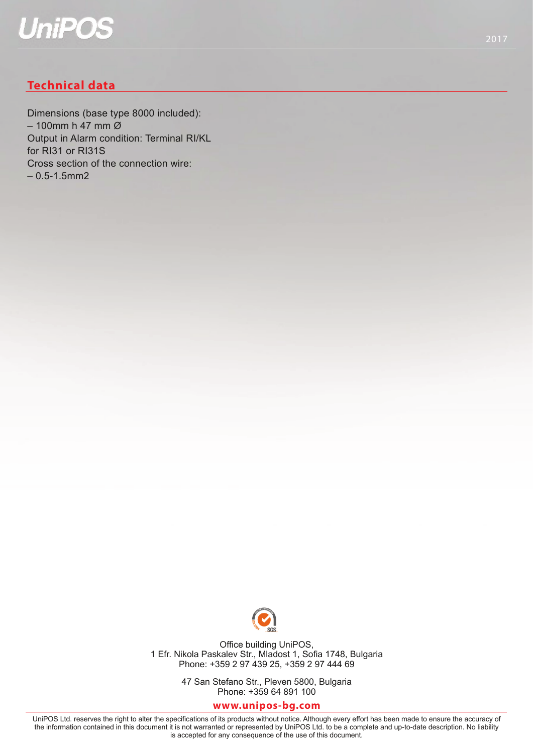## Technical data

Dimensions (base type 8000 included):
– 100mm h 47 mm Ø
Output in Alarm condition: Terminal RI/KL
for RI31 or RI31S
Cross section of the connection wire:
– 0.5-1.5mm2

Office building UniPOS,
1 Efr. Nikola Paskalev Str., Mladost 1, Sofia 1748, Bulgaria
Phone: +359 2 97 439 25, +359 2 97 444 69

47 San Stefano Str., Pleven 5800, Bulgaria
Phone: +359 64 891 100

**www.unipos-bg.com**

UniPOS Ltd. reserves the right to alter the specifications of its products without notice. Although every effort has been made to ensure the accuracy of the information contained in this document it is not warranted or represented by UniPOS Ltd. to be a complete and up-to-date description. No liability is accepted for any consequence of the use of this document.